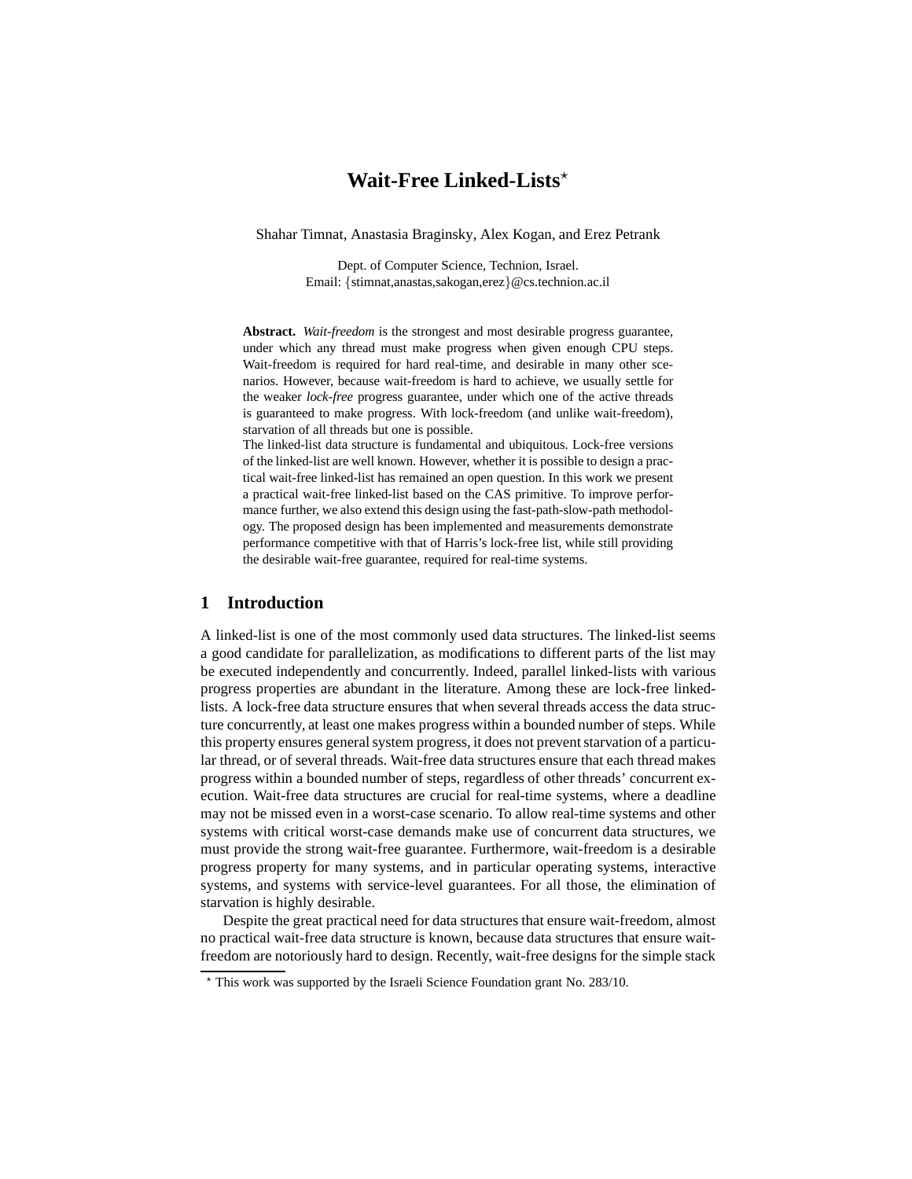# Wait-Free Linked-Lists*

Shahar Timnat, Anastasia Braginsky, Alex Kogan, and Erez Petrank

Dept. of Computer Science, Technion, Israel.
Email: {stimnat,anastas,sakogan,erez}@cs.technion.ac.il

**Abstract.** *Wait-freedom* is the strongest and most desirable progress guarantee, under which any thread must make progress when given enough CPU steps. Wait-freedom is required for hard real-time, and desirable in many other scenarios. However, because wait-freedom is hard to achieve, we usually settle for the weaker *lock-free* progress guarantee, under which one of the active threads is guaranteed to make progress. With lock-freedom (and unlike wait-freedom), starvation of all threads but one is possible.
The linked-list data structure is fundamental and ubiquitous. Lock-free versions of the linked-list are well known. However, whether it is possible to design a practical wait-free linked-list has remained an open question. In this work we present a practical wait-free linked-list based on the CAS primitive. To improve performance further, we also extend this design using the fast-path-slow-path methodology. The proposed design has been implemented and measurements demonstrate performance competitive with that of Harris's lock-free list, while still providing the desirable wait-free guarantee, required for real-time systems.

## 1 Introduction

A linked-list is one of the most commonly used data structures. The linked-list seems a good candidate for parallelization, as modifications to different parts of the list may be executed independently and concurrently. Indeed, parallel linked-lists with various progress properties are abundant in the literature. Among these are lock-free linked-lists. A lock-free data structure ensures that when several threads access the data structure concurrently, at least one makes progress within a bounded number of steps. While this property ensures general system progress, it does not prevent starvation of a particular thread, or of several threads. Wait-free data structures ensure that each thread makes progress within a bounded number of steps, regardless of other threads' concurrent execution. Wait-free data structures are crucial for real-time systems, where a deadline may not be missed even in a worst-case scenario. To allow real-time systems and other systems with critical worst-case demands make use of concurrent data structures, we must provide the strong wait-free guarantee. Furthermore, wait-freedom is a desirable progress property for many systems, and in particular operating systems, interactive systems, and systems with service-level guarantees. For all those, the elimination of starvation is highly desirable.

Despite the great practical need for data structures that ensure wait-freedom, almost no practical wait-free data structure is known, because data structures that ensure wait-freedom are notoriously hard to design. Recently, wait-free designs for the simple stack

* This work was supported by the Israeli Science Foundation grant No. 283/10.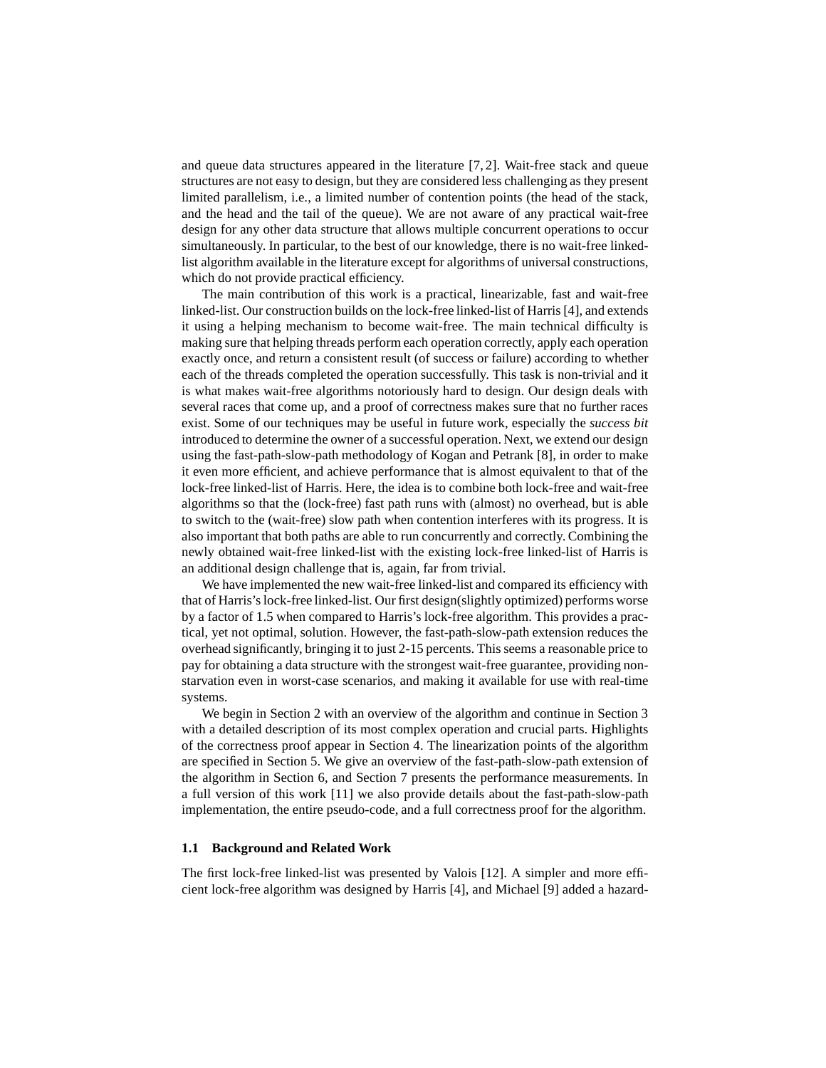and queue data structures appeared in the literature [7, 2]. Wait-free stack and queue structures are not easy to design, but they are considered less challenging as they present limited parallelism, i.e., a limited number of contention points (the head of the stack, and the head and the tail of the queue). We are not aware of any practical wait-free design for any other data structure that allows multiple concurrent operations to occur simultaneously. In particular, to the best of our knowledge, there is no wait-free linked-list algorithm available in the literature except for algorithms of universal constructions, which do not provide practical efficiency.

The main contribution of this work is a practical, linearizable, fast and wait-free linked-list. Our construction builds on the lock-free linked-list of Harris [4], and extends it using a helping mechanism to become wait-free. The main technical difficulty is making sure that helping threads perform each operation correctly, apply each operation exactly once, and return a consistent result (of success or failure) according to whether each of the threads completed the operation successfully. This task is non-trivial and it is what makes wait-free algorithms notoriously hard to design. Our design deals with several races that come up, and a proof of correctness makes sure that no further races exist. Some of our techniques may be useful in future work, especially the *success bit* introduced to determine the owner of a successful operation. Next, we extend our design using the fast-path-slow-path methodology of Kogan and Petrank [8], in order to make it even more efficient, and achieve performance that is almost equivalent to that of the lock-free linked-list of Harris. Here, the idea is to combine both lock-free and wait-free algorithms so that the (lock-free) fast path runs with (almost) no overhead, but is able to switch to the (wait-free) slow path when contention interferes with its progress. It is also important that both paths are able to run concurrently and correctly. Combining the newly obtained wait-free linked-list with the existing lock-free linked-list of Harris is an additional design challenge that is, again, far from trivial.

We have implemented the new wait-free linked-list and compared its efficiency with that of Harris's lock-free linked-list. Our first design(slightly optimized) performs worse by a factor of 1.5 when compared to Harris's lock-free algorithm. This provides a practical, yet not optimal, solution. However, the fast-path-slow-path extension reduces the overhead significantly, bringing it to just 2-15 percents. This seems a reasonable price to pay for obtaining a data structure with the strongest wait-free guarantee, providing non-starvation even in worst-case scenarios, and making it available for use with real-time systems.

We begin in Section 2 with an overview of the algorithm and continue in Section 3 with a detailed description of its most complex operation and crucial parts. Highlights of the correctness proof appear in Section 4. The linearization points of the algorithm are specified in Section 5. We give an overview of the fast-path-slow-path extension of the algorithm in Section 6, and Section 7 presents the performance measurements. In a full version of this work [11] we also provide details about the fast-path-slow-path implementation, the entire pseudo-code, and a full correctness proof for the algorithm.

### 1.1 Background and Related Work

The first lock-free linked-list was presented by Valois [12]. A simpler and more efficient lock-free algorithm was designed by Harris [4], and Michael [9] added a hazard-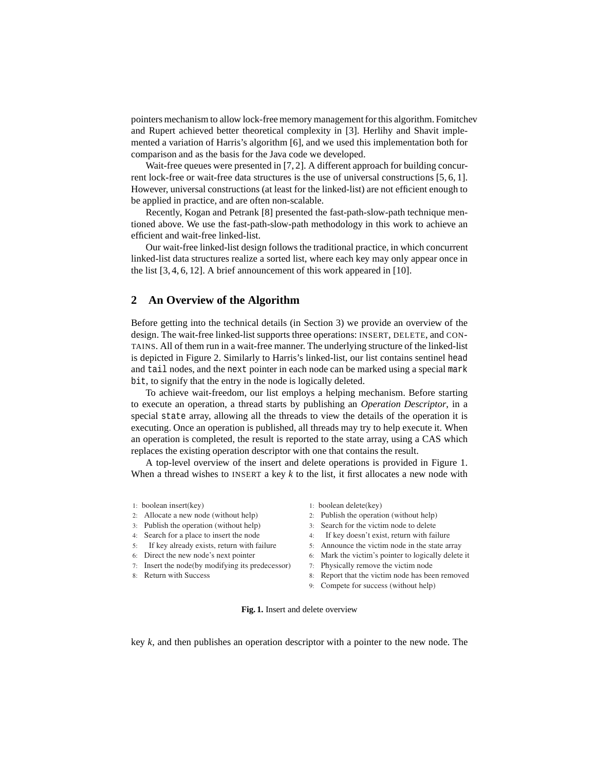pointers mechanism to allow lock-free memory management for this algorithm. Fomitchev and Rupert achieved better theoretical complexity in [3]. Herlihy and Shavit implemented a variation of Harris's algorithm [6], and we used this implementation both for comparison and as the basis for the Java code we developed.

Wait-free queues were presented in [7, 2]. A different approach for building concurrent lock-free or wait-free data structures is the use of universal constructions [5, 6, 1]. However, universal constructions (at least for the linked-list) are not efficient enough to be applied in practice, and are often non-scalable.

Recently, Kogan and Petrank [8] presented the fast-path-slow-path technique mentioned above. We use the fast-path-slow-path methodology in this work to achieve an efficient and wait-free linked-list.

Our wait-free linked-list design follows the traditional practice, in which concurrent linked-list data structures realize a sorted list, where each key may only appear once in the list [3, 4, 6, 12]. A brief announcement of this work appeared in [10].

## 2 An Overview of the Algorithm

Before getting into the technical details (in Section 3) we provide an overview of the design. The wait-free linked-list supports three operations: INSERT, DELETE, and CONTAINS. All of them run in a wait-free manner. The underlying structure of the linked-list is depicted in Figure 2. Similarly to Harris's linked-list, our list contains sentinel `head` and `tail` nodes, and the `next` pointer in each node can be marked using a special `mark bit`, to signify that the entry in the node is logically deleted.

To achieve wait-freedom, our list employs a helping mechanism. Before starting to execute an operation, a thread starts by publishing an *Operation Descriptor*, in a special `state` array, allowing all the threads to view the details of the operation it is executing. Once an operation is published, all threads may try to help execute it. When an operation is completed, the result is reported to the state array, using a CAS which replaces the existing operation descriptor with one that contains the result.

A top-level overview of the insert and delete operations is provided in Figure 1. When a thread wishes to INSERT a key $k$ to the list, it first allocates a new node with key $k$, and then publishes an operation descriptor with a pointer to the new node. The

```
1: boolean insert(key)
2:   Allocate a new node (without help)
3:   Publish the operation (without help)
4:   Search for a place to insert the node
5:     If key already exists, return with failure
6:   Direct the new node's next pointer
7:   Insert the node(by modifying its predecessor)
8:   Return with Success
```

```
1: boolean delete(key)
2:   Publish the operation (without help)
3:   Search for the victim node to delete
4:     If key doesn't exist, return with failure
5:   Announce the victim node in the state array
6:   Mark the victim's pointer to logically delete it
7:   Physically remove the victim node
8:   Report that the victim node has been removed
9:   Compete for success (without help)
```

**Fig. 1.** Insert and delete overview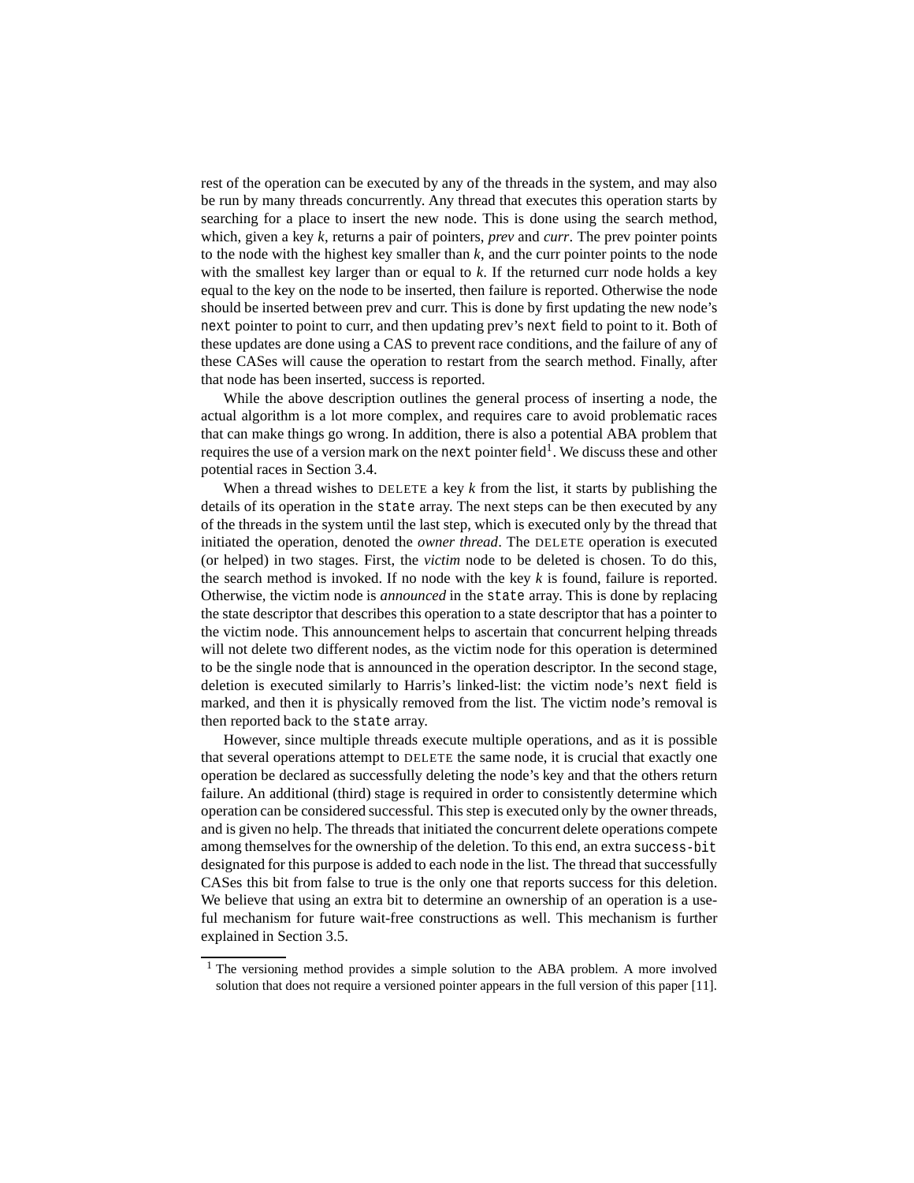rest of the operation can be executed by any of the threads in the system, and may also be run by many threads concurrently. Any thread that executes this operation starts by searching for a place to insert the new node. This is done using the search method, which, given a key $k$, returns a pair of pointers, *prev* and *curr*. The prev pointer points to the node with the highest key smaller than $k$, and the curr pointer points to the node with the smallest key larger than or equal to $k$. If the returned curr node holds a key equal to the key on the node to be inserted, then failure is reported. Otherwise the node should be inserted between prev and curr. This is done by first updating the new node's `next` pointer to point to curr, and then updating prev's `next` field to point to it. Both of these updates are done using a CAS to prevent race conditions, and the failure of any of these CASes will cause the operation to restart from the search method. Finally, after that node has been inserted, success is reported.

While the above description outlines the general process of inserting a node, the actual algorithm is a lot more complex, and requires care to avoid problematic races that can make things go wrong. In addition, there is also a potential ABA problem that requires the use of a version mark on the `next` pointer field[1]. We discuss these and other potential races in Section 3.4.

When a thread wishes to DELETE a key $k$ from the list, it starts by publishing the details of its operation in the `state` array. The next steps can be then executed by any of the threads in the system until the last step, which is executed only by the thread that initiated the operation, denoted the *owner thread*. The DELETE operation is executed (or helped) in two stages. First, the *victim* node to be deleted is chosen. To do this, the search method is invoked. If no node with the key $k$ is found, failure is reported. Otherwise, the victim node is *announced* in the `state` array. This is done by replacing the state descriptor that describes this operation to a state descriptor that has a pointer to the victim node. This announcement helps to ascertain that concurrent helping threads will not delete two different nodes, as the victim node for this operation is determined to be the single node that is announced in the operation descriptor. In the second stage, deletion is executed similarly to Harris's linked-list: the victim node's `next` field is marked, and then it is physically removed from the list. The victim node's removal is then reported back to the `state` array.

However, since multiple threads execute multiple operations, and as it is possible that several operations attempt to DELETE the same node, it is crucial that exactly one operation be declared as successfully deleting the node's key and that the others return failure. An additional (third) stage is required in order to consistently determine which operation can be considered successful. This step is executed only by the owner threads, and is given no help. The threads that initiated the concurrent delete operations compete among themselves for the ownership of the deletion. To this end, an extra `success-bit` designated for this purpose is added to each node in the list. The thread that successfully CASes this bit from false to true is the only one that reports success for this deletion. We believe that using an extra bit to determine an ownership of an operation is a useful mechanism for future wait-free constructions as well. This mechanism is further explained in Section 3.5.

[1] The versioning method provides a simple solution to the ABA problem. A more involved solution that does not require a versioned pointer appears in the full version of this paper [11].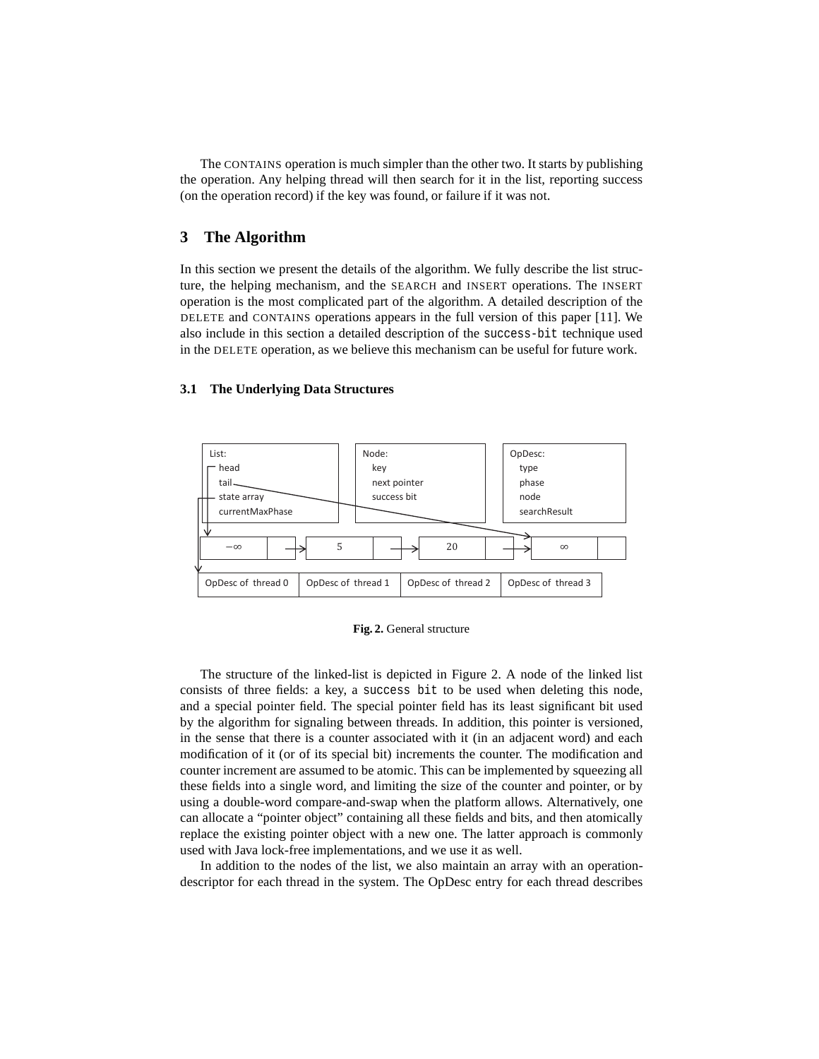The CONTAINS operation is much simpler than the other two. It starts by publishing the operation. Any helping thread will then search for it in the list, reporting success (on the operation record) if the key was found, or failure if it was not.

## 3 The Algorithm

In this section we present the details of the algorithm. We fully describe the list structure, the helping mechanism, and the SEARCH and INSERT operations. The INSERT operation is the most complicated part of the algorithm. A detailed description of the DELETE and CONTAINS operations appears in the full version of this paper [11]. We also include in this section a detailed description of the `success-bit` technique used in the DELETE operation, as we believe this mechanism can be useful for future work.

### 3.1 The Underlying Data Structures

**Fig. 2.** General structure

The structure of the linked-list is depicted in Figure 2. A node of the linked list consists of three fields: a key, a `success bit` to be used when deleting this node, and a special pointer field. The special pointer field has its least significant bit used by the algorithm for signaling between threads. In addition, this pointer is versioned, in the sense that there is a counter associated with it (in an adjacent word) and each modification of it (or of its special bit) increments the counter. The modification and counter increment are assumed to be atomic. This can be implemented by squeezing all these fields into a single word, and limiting the size of the counter and pointer, or by using a double-word compare-and-swap when the platform allows. Alternatively, one can allocate a "pointer object" containing all these fields and bits, and then atomically replace the existing pointer object with a new one. The latter approach is commonly used with Java lock-free implementations, and we use it as well.

In addition to the nodes of the list, we also maintain an array with an operation-descriptor for each thread in the system. The OpDesc entry for each thread describes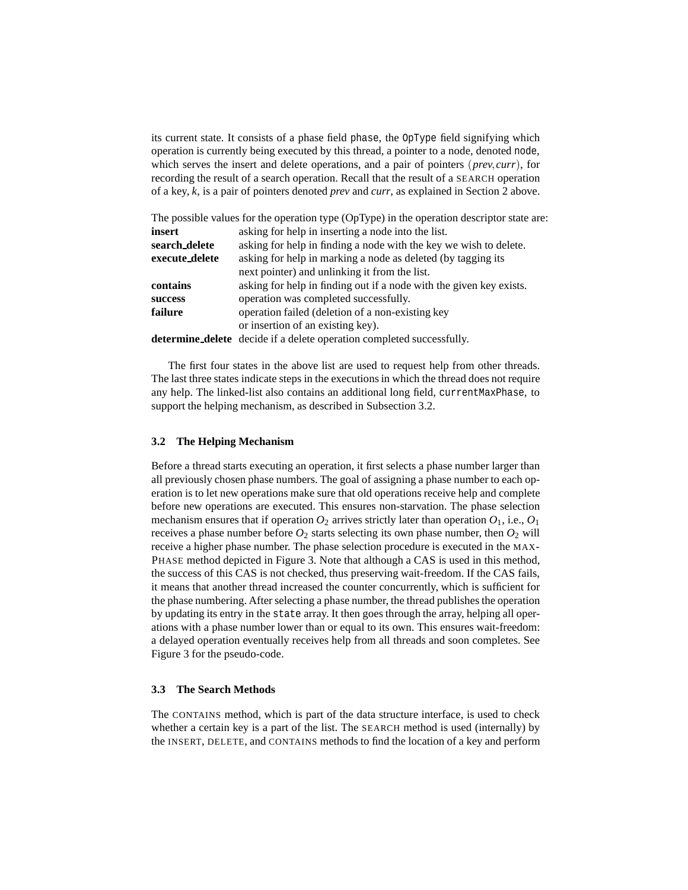its current state. It consists of a phase field `phase`, the `OpType` field signifying which operation is currently being executed by this thread, a pointer to a node, denoted `node`, which serves the insert and delete operations, and a pair of pointers $(prev, curr)$, for recording the result of a search operation. Recall that the result of a SEARCH operation of a key, $k$, is a pair of pointers denoted *prev* and *curr*, as explained in Section 2 above.

The possible values for the operation type (OpType) in the operation descriptor state are:

| | |
|---|---|
| **insert** | asking for help in inserting a node into the list. |
| **search_delete** | asking for help in finding a node with the key we wish to delete. |
| **execute_delete** | asking for help in marking a node as deleted (by tagging its next pointer) and unlinking it from the list. |
| **contains** | asking for help in finding out if a node with the given key exists. |
| **success** | operation was completed successfully. |
| **failure** | operation failed (deletion of a non-existing key or insertion of an existing key). |
| **determine_delete** | decide if a delete operation completed successfully. |

The first four states in the above list are used to request help from other threads. The last three states indicate steps in the executions in which the thread does not require any help. The linked-list also contains an additional long field, `currentMaxPhase`, to support the helping mechanism, as described in Subsection 3.2.

### 3.2 The Helping Mechanism

Before a thread starts executing an operation, it first selects a phase number larger than all previously chosen phase numbers. The goal of assigning a phase number to each operation is to let new operations make sure that old operations receive help and complete before new operations are executed. This ensures non-starvation. The phase selection mechanism ensures that if operation $O_2$ arrives strictly later than operation $O_1$, i.e., $O_1$ receives a phase number before $O_2$ starts selecting its own phase number, then $O_2$ will receive a higher phase number. The phase selection procedure is executed in the MAXPHASE method depicted in Figure 3. Note that although a CAS is used in this method, the success of this CAS is not checked, thus preserving wait-freedom. If the CAS fails, it means that another thread increased the counter concurrently, which is sufficient for the phase numbering. After selecting a phase number, the thread publishes the operation by updating its entry in the `state` array. It then goes through the array, helping all operations with a phase number lower than or equal to its own. This ensures wait-freedom: a delayed operation eventually receives help from all threads and soon completes. See Figure 3 for the pseudo-code.

### 3.3 The Search Methods

The CONTAINS method, which is part of the data structure interface, is used to check whether a certain key is a part of the list. The SEARCH method is used (internally) by the INSERT, DELETE, and CONTAINS methods to find the location of a key and perform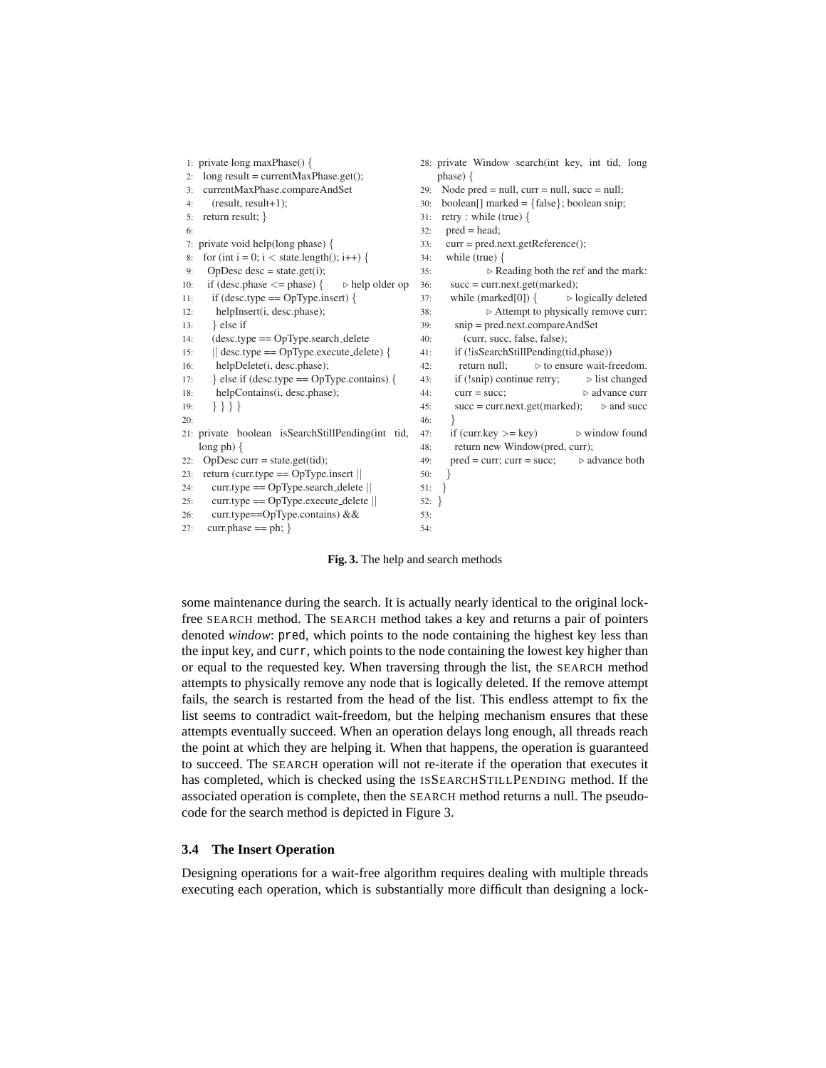```
1: private long maxPhase() {
2:   long result = currentMaxPhase.get();
3:   currentMaxPhase.compareAndSet
4:      (result, result+1);
5:   return result; }
6:
7: private void help(long phase) {
8:   for (int i = 0; i < state.length(); i++) {
9:     OpDesc desc = state.get(i);
10:    if (desc.phase <= phase) {        ▷ help older op
11:      if (desc.type == OpType.insert) {
12:        helpInsert(i, desc.phase);
13:      } else if
14:      (desc.type == OpType.search_delete
15:      || desc.type == OpType.execute_delete) {
16:        helpDelete(i, desc.phase);
17:      } else if (desc.type == OpType.contains) {
18:        helpContains(i, desc.phase);
19:      } } } }
20:
21: private boolean isSearchStillPending(int tid,
    long ph) {
22:   OpDesc curr = state.get(tid);
23:   return (curr.type == OpType.insert ||
24:      curr.type == OpType.search_delete ||
25:      curr.type == OpType.execute_delete ||
26:      curr.type==OpType.contains) &&
27:     curr.phase == ph; }
28: private Window search(int key, int tid, long
    phase) {
29:   Node pred = null, curr = null, succ = null;
30:   boolean[] marked = {false}; boolean snip;
31:   retry : while (true) {
32:     pred = head;
33:     curr = pred.next.getReference();
34:     while (true) {
35:                     ▷ Reading both the ref and the mark:
36:       succ = curr.next.get(marked);
37:       while (marked[0]) {         ▷ logically deleted
38:                     ▷ Attempt to physically remove curr:
39:         snip = pred.next.compareAndSet
40:            (curr, succ, false, false);
41:         if (!isSearchStillPending(tid,phase))
42:           return null;          ▷ to ensure wait-freedom.
43:         if (!snip) continue retry;        ▷ list changed
44:         curr = succ;                      ▷ advance curr
45:         succ = curr.next.get(marked);       ▷ and succ
46:       }
47:       if (curr.key >= key)            ▷ window found
48:         return new Window(pred, curr);
49:       pred = curr; curr = succ;         ▷ advance both
50:     }
51:   }
52: }
53:
54:
```

**Fig. 3.** The help and search methods

some maintenance during the search. It is actually nearly identical to the original lock-free SEARCH method. The SEARCH method takes a key and returns a pair of pointers denoted *window*: `pred`, which points to the node containing the highest key less than the input key, and `curr`, which points to the node containing the lowest key higher than or equal to the requested key. When traversing through the list, the SEARCH method attempts to physically remove any node that is logically deleted. If the remove attempt fails, the search is restarted from the head of the list. This endless attempt to fix the list seems to contradict wait-freedom, but the helping mechanism ensures that these attempts eventually succeed. When an operation delays long enough, all threads reach the point at which they are helping it. When that happens, the operation is guaranteed to succeed. The SEARCH operation will not re-iterate if the operation that executes it has completed, which is checked using the ISSEARCHSTILLPENDING method. If the associated operation is complete, then the SEARCH method returns a null. The pseudo-code for the search method is depicted in Figure 3.

### 3.4 The Insert Operation

Designing operations for a wait-free algorithm requires dealing with multiple threads executing each operation, which is substantially more difficult than designing a lock-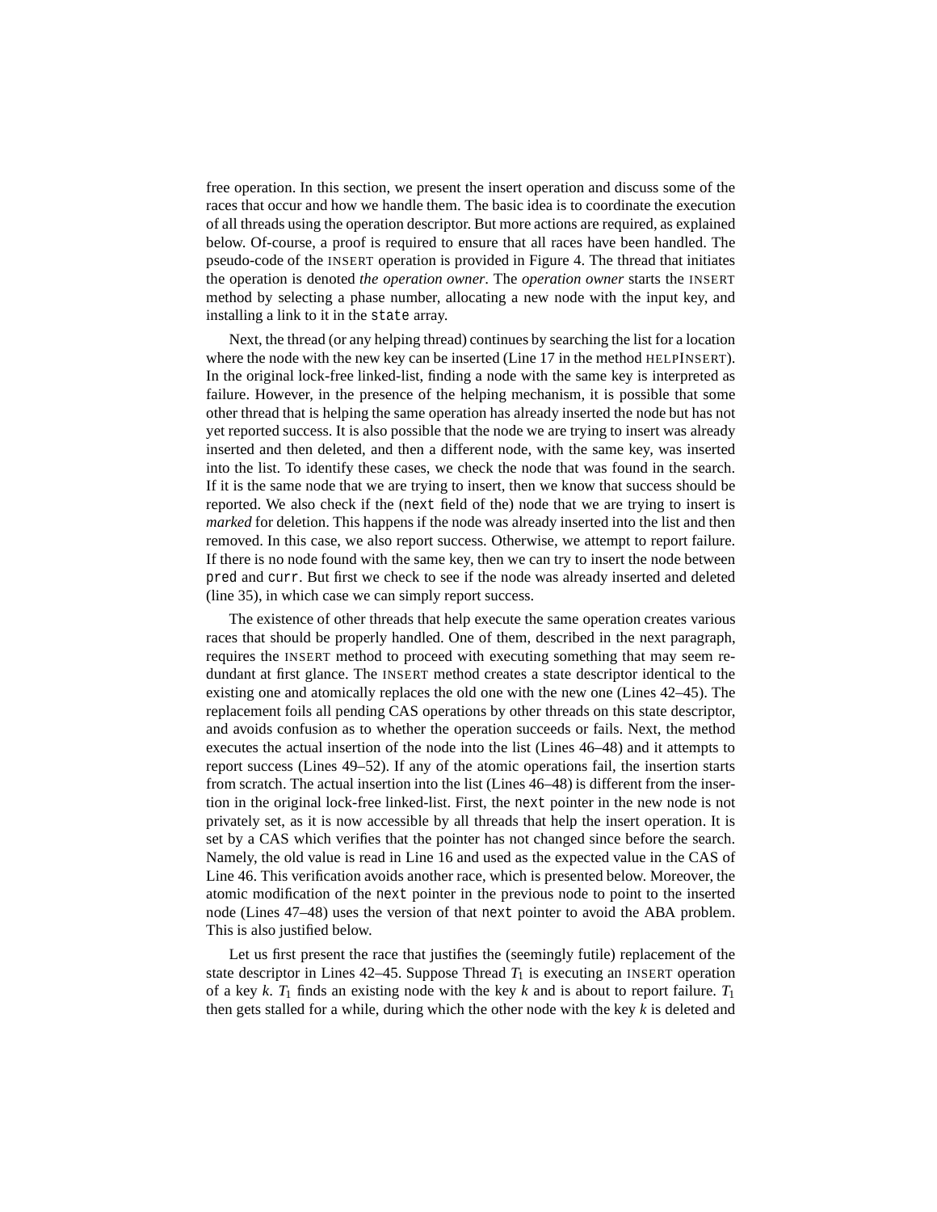free operation. In this section, we present the insert operation and discuss some of the races that occur and how we handle them. The basic idea is to coordinate the execution of all threads using the operation descriptor. But more actions are required, as explained below. Of-course, a proof is required to ensure that all races have been handled. The pseudo-code of the INSERT operation is provided in Figure 4. The thread that initiates the operation is denoted *the operation owner*. The *operation owner* starts the INSERT method by selecting a phase number, allocating a new node with the input key, and installing a link to it in the `state` array.

Next, the thread (or any helping thread) continues by searching the list for a location where the node with the new key can be inserted (Line 17 in the method HELPINSERT). In the original lock-free linked-list, finding a node with the same key is interpreted as failure. However, in the presence of the helping mechanism, it is possible that some other thread that is helping the same operation has already inserted the node but has not yet reported success. It is also possible that the node we are trying to insert was already inserted and then deleted, and then a different node, with the same key, was inserted into the list. To identify these cases, we check the node that was found in the search. If it is the same node that we are trying to insert, then we know that success should be reported. We also check if the (`next` field of the) node that we are trying to insert is *marked* for deletion. This happens if the node was already inserted into the list and then removed. In this case, we also report success. Otherwise, we attempt to report failure. If there is no node found with the same key, then we can try to insert the node between `pred` and `curr`. But first we check to see if the node was already inserted and deleted (line 35), in which case we can simply report success.

The existence of other threads that help execute the same operation creates various races that should be properly handled. One of them, described in the next paragraph, requires the INSERT method to proceed with executing something that may seem redundant at first glance. The INSERT method creates a state descriptor identical to the existing one and atomically replaces the old one with the new one (Lines 42–45). The replacement foils all pending CAS operations by other threads on this state descriptor, and avoids confusion as to whether the operation succeeds or fails. Next, the method executes the actual insertion of the node into the list (Lines 46–48) and it attempts to report success (Lines 49–52). If any of the atomic operations fail, the insertion starts from scratch. The actual insertion into the list (Lines 46–48) is different from the insertion in the original lock-free linked-list. First, the `next` pointer in the new node is not privately set, as it is now accessible by all threads that help the insert operation. It is set by a CAS which verifies that the pointer has not changed since before the search. Namely, the old value is read in Line 16 and used as the expected value in the CAS of Line 46. This verification avoids another race, which is presented below. Moreover, the atomic modification of the `next` pointer in the previous node to point to the inserted node (Lines 47–48) uses the version of that `next` pointer to avoid the ABA problem. This is also justified below.

Let us first present the race that justifies the (seemingly futile) replacement of the state descriptor in Lines 42–45. Suppose Thread $T_1$ is executing an INSERT operation of a key $k$. $T_1$ finds an existing node with the key $k$ and is about to report failure. $T_1$ then gets stalled for a while, during which the other node with the key $k$ is deleted and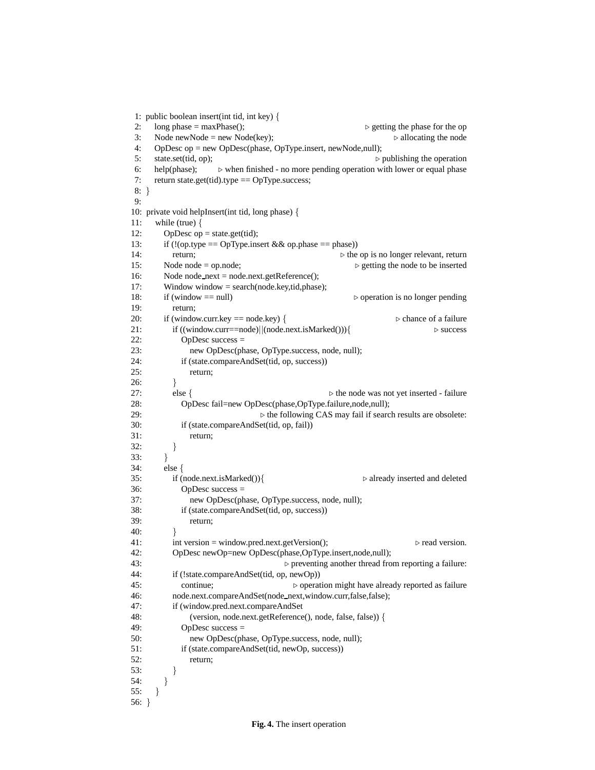```
1:  public boolean insert(int tid, int key) {
2:      long phase = maxPhase();                              ▷ getting the phase for the op
3:      Node newNode = new Node(key);                                  ▷ allocating the node
4:      OpDesc op = new OpDesc(phase, OpType.insert, newNode,null);
5:      state.set(tid, op);                                       ▷ publishing the operation
6:      help(phase);          ▷ when finished - no more pending operation with lower or equal phase
7:      return state.get(tid).type == OpType.success;
8:  }
9:
10: private void helpInsert(int tid, long phase) {
11:     while (true) {
12:         OpDesc op = state.get(tid);
13:         if (!(op.type == OpType.insert && op.phase == phase))
14:             return;                                ▷ the op is no longer relevant, return
15:         Node node = op.node;                           ▷ getting the node to be inserted
16:         Node node_next = node.next.getReference();
17:         Window window = search(node.key,tid,phase);
18:         if (window == null)                            ▷ operation is no longer pending
19:             return;
20:         if (window.curr.key == node.key) {                        ▷ chance of a failure
21:             if ((window.curr==node)||(node.next.isMarked())){                 ▷ success
22:                 OpDesc success =
23:                     new OpDesc(phase, OpType.success, node, null);
24:                 if (state.compareAndSet(tid, op, success))
25:                     return;
26:             }
27:             else {                             ▷ the node was not yet inserted - failure
28:                 OpDesc fail=new OpDesc(phase,OpType.failure,node,null);
29:                             ▷ the following CAS may fail if search results are obsolete:
30:                 if (state.compareAndSet(tid, op, fail))
31:                     return;
32:             }
33:         }
34:         else {
35:             if (node.next.isMarked()){                      ▷ already inserted and deleted
36:                 OpDesc success =
37:                     new OpDesc(phase, OpType.success, node, null);
38:                 if (state.compareAndSet(tid, op, success))
39:                     return;
40:             }
41:             int version = window.pred.next.getVersion();                   ▷ read version.
42:             OpDesc newOp=new OpDesc(phase,OpType.insert,node,null);
43:                                   ▷ preventing another thread from reporting a failure:
44:             if (!state.compareAndSet(tid, op, newOp))
45:                 continue;                    ▷ operation might have already reported as failure
46:             node.next.compareAndSet(node_next,window.curr,false,false);
47:             if (window.pred.next.compareAndSet
48:                     (version, node.next.getReference(), node, false, false)) {
49:                 OpDesc success =
50:                     new OpDesc(phase, OpType.success, node, null);
51:                 if (state.compareAndSet(tid, newOp, success))
52:                     return;
53:             }
54:         }
55:     }
56: }
```

**Fig. 4.** The insert operation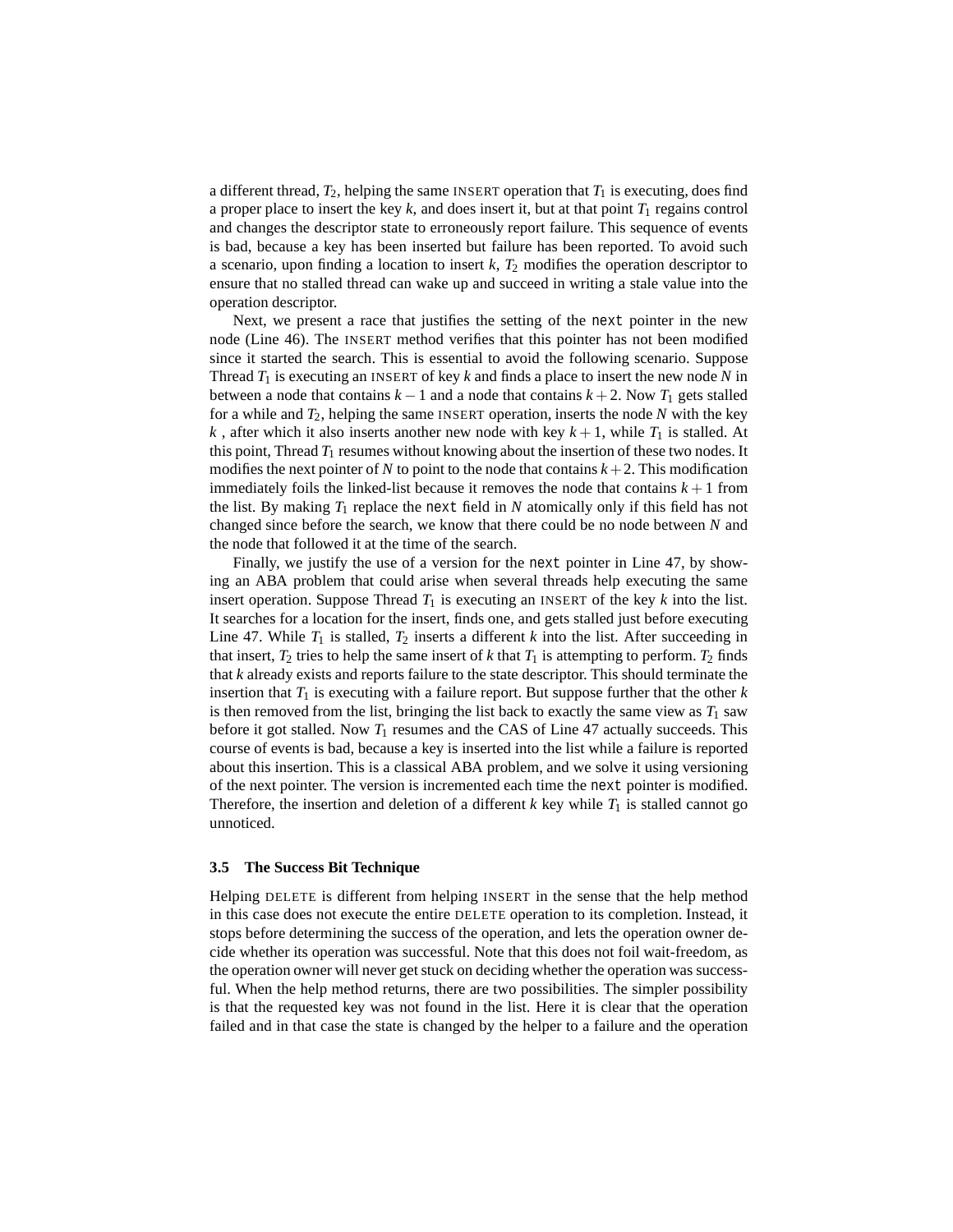a different thread, $T_2$, helping the same INSERT operation that $T_1$ is executing, does find a proper place to insert the key $k$, and does insert it, but at that point $T_1$ regains control and changes the descriptor state to erroneously report failure. This sequence of events is bad, because a key has been inserted but failure has been reported. To avoid such a scenario, upon finding a location to insert $k$, $T_2$ modifies the operation descriptor to ensure that no stalled thread can wake up and succeed in writing a stale value into the operation descriptor.

Next, we present a race that justifies the setting of the `next` pointer in the new node (Line 46). The INSERT method verifies that this pointer has not been modified since it started the search. This is essential to avoid the following scenario. Suppose Thread $T_1$ is executing an INSERT of key $k$ and finds a place to insert the new node $N$ in between a node that contains $k-1$ and a node that contains $k+2$. Now $T_1$ gets stalled for a while and $T_2$, helping the same INSERT operation, inserts the node $N$ with the key $k$ , after which it also inserts another new node with key $k+1$, while $T_1$ is stalled. At this point, Thread $T_1$ resumes without knowing about the insertion of these two nodes. It modifies the next pointer of $N$ to point to the node that contains $k+2$. This modification immediately foils the linked-list because it removes the node that contains $k+1$ from the list. By making $T_1$ replace the `next` field in $N$ atomically only if this field has not changed since before the search, we know that there could be no node between $N$ and the node that followed it at the time of the search.

Finally, we justify the use of a version for the `next` pointer in Line 47, by showing an ABA problem that could arise when several threads help executing the same insert operation. Suppose Thread $T_1$ is executing an INSERT of the key $k$ into the list. It searches for a location for the insert, finds one, and gets stalled just before executing Line 47. While $T_1$ is stalled, $T_2$ inserts a different $k$ into the list. After succeeding in that insert, $T_2$ tries to help the same insert of $k$ that $T_1$ is attempting to perform. $T_2$ finds that $k$ already exists and reports failure to the state descriptor. This should terminate the insertion that $T_1$ is executing with a failure report. But suppose further that the other $k$ is then removed from the list, bringing the list back to exactly the same view as $T_1$ saw before it got stalled. Now $T_1$ resumes and the CAS of Line 47 actually succeeds. This course of events is bad, because a key is inserted into the list while a failure is reported about this insertion. This is a classical ABA problem, and we solve it using versioning of the next pointer. The version is incremented each time the `next` pointer is modified. Therefore, the insertion and deletion of a different $k$ key while $T_1$ is stalled cannot go unnoticed.

### 3.5 The Success Bit Technique

Helping DELETE is different from helping INSERT in the sense that the help method in this case does not execute the entire DELETE operation to its completion. Instead, it stops before determining the success of the operation, and lets the operation owner decide whether its operation was successful. Note that this does not foil wait-freedom, as the operation owner will never get stuck on deciding whether the operation was successful. When the help method returns, there are two possibilities. The simpler possibility is that the requested key was not found in the list. Here it is clear that the operation failed and in that case the state is changed by the helper to a failure and the operation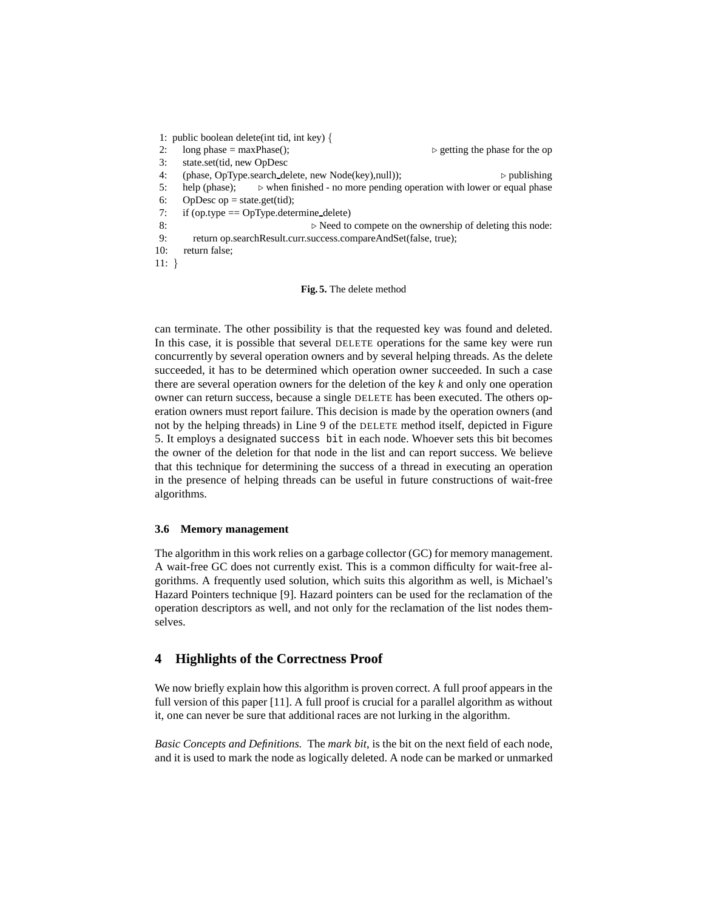```
1:  public boolean delete(int tid, int key) {
2:     long phase = maxPhase();                                         ▷ getting the phase for the op
3:     state.set(tid, new OpDesc
4:     (phase, OpType.search_delete, new Node(key),null));                          ▷ publishing
5:     help (phase);      ▷ when finished - no more pending operation with lower or equal phase
6:     OpDesc op = state.get(tid);
7:     if (op.type == OpType.determine_delete)
8:                                          ▷ Need to compete on the ownership of deleting this node:
9:        return op.searchResult.curr.success.compareAndSet(false, true);
10:    return false;
11: }
```

**Fig. 5.** The delete method

can terminate. The other possibility is that the requested key was found and deleted. In this case, it is possible that several DELETE operations for the same key were run concurrently by several operation owners and by several helping threads. As the delete succeeded, it has to be determined which operation owner succeeded. In such a case there are several operation owners for the deletion of the key $k$ and only one operation owner can return success, because a single DELETE has been executed. The others operation owners must report failure. This decision is made by the operation owners (and not by the helping threads) in Line 9 of the DELETE method itself, depicted in Figure 5. It employs a designated `success bit` in each node. Whoever sets this bit becomes the owner of the deletion for that node in the list and can report success. We believe that this technique for determining the success of a thread in executing an operation in the presence of helping threads can be useful in future constructions of wait-free algorithms.

### 3.6 Memory management

The algorithm in this work relies on a garbage collector (GC) for memory management. A wait-free GC does not currently exist. This is a common difficulty for wait-free algorithms. A frequently used solution, which suits this algorithm as well, is Michael's Hazard Pointers technique [9]. Hazard pointers can be used for the reclamation of the operation descriptors as well, and not only for the reclamation of the list nodes themselves.

## 4 Highlights of the Correctness Proof

We now briefly explain how this algorithm is proven correct. A full proof appears in the full version of this paper [11]. A full proof is crucial for a parallel algorithm as without it, one can never be sure that additional races are not lurking in the algorithm.

*Basic Concepts and Definitions.* The *mark bit*, is the bit on the next field of each node, and it is used to mark the node as logically deleted. A node can be marked or unmarked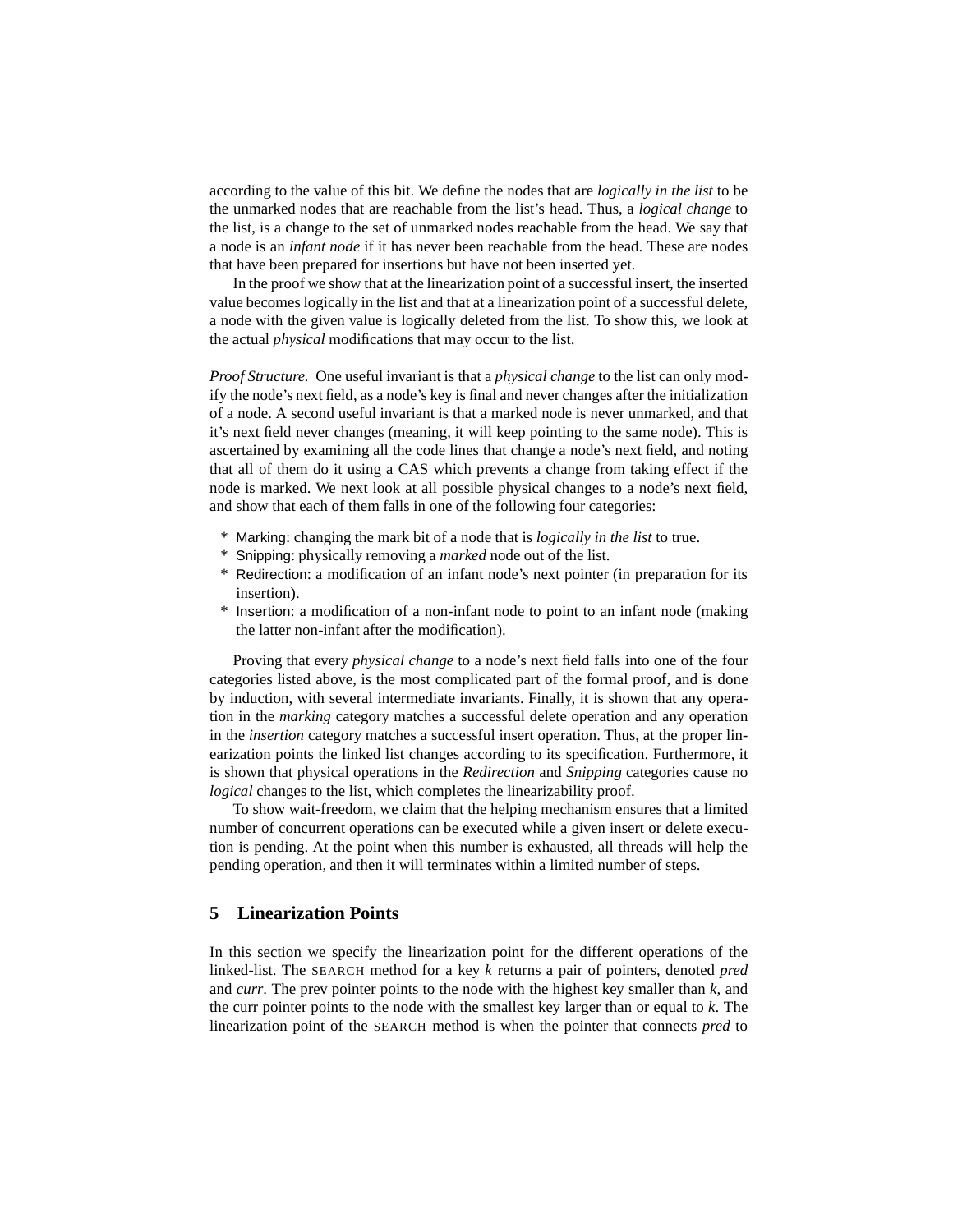according to the value of this bit. We define the nodes that are *logically in the list* to be the unmarked nodes that are reachable from the list's head. Thus, a *logical change* to the list, is a change to the set of unmarked nodes reachable from the head. We say that a node is an *infant node* if it has never been reachable from the head. These are nodes that have been prepared for insertions but have not been inserted yet.

In the proof we show that at the linearization point of a successful insert, the inserted value becomes logically in the list and that at a linearization point of a successful delete, a node with the given value is logically deleted from the list. To show this, we look at the actual *physical* modifications that may occur to the list.

*Proof Structure.* One useful invariant is that a *physical change* to the list can only modify the node's next field, as a node's key is final and never changes after the initialization of a node. A second useful invariant is that a marked node is never unmarked, and that it's next field never changes (meaning, it will keep pointing to the same node). This is ascertained by examining all the code lines that change a node's next field, and noting that all of them do it using a CAS which prevents a change from taking effect if the node is marked. We next look at all possible physical changes to a node's next field, and show that each of them falls in one of the following four categories:

* Marking: changing the mark bit of a node that is *logically in the list* to true.
* Snipping: physically removing a *marked* node out of the list.
* Redirection: a modification of an infant node's next pointer (in preparation for its insertion).
* Insertion: a modification of a non-infant node to point to an infant node (making the latter non-infant after the modification).

Proving that every *physical change* to a node's next field falls into one of the four categories listed above, is the most complicated part of the formal proof, and is done by induction, with several intermediate invariants. Finally, it is shown that any operation in the *marking* category matches a successful delete operation and any operation in the *insertion* category matches a successful insert operation. Thus, at the proper linearization points the linked list changes according to its specification. Furthermore, it is shown that physical operations in the *Redirection* and *Snipping* categories cause no *logical* changes to the list, which completes the linearizability proof.

To show wait-freedom, we claim that the helping mechanism ensures that a limited number of concurrent operations can be executed while a given insert or delete execution is pending. At the point when this number is exhausted, all threads will help the pending operation, and then it will terminates within a limited number of steps.

## 5 Linearization Points

In this section we specify the linearization point for the different operations of the linked-list. The SEARCH method for a key $k$ returns a pair of pointers, denoted *pred* and *curr*. The prev pointer points to the node with the highest key smaller than $k$, and the curr pointer points to the node with the smallest key larger than or equal to $k$. The linearization point of the SEARCH method is when the pointer that connects *pred* to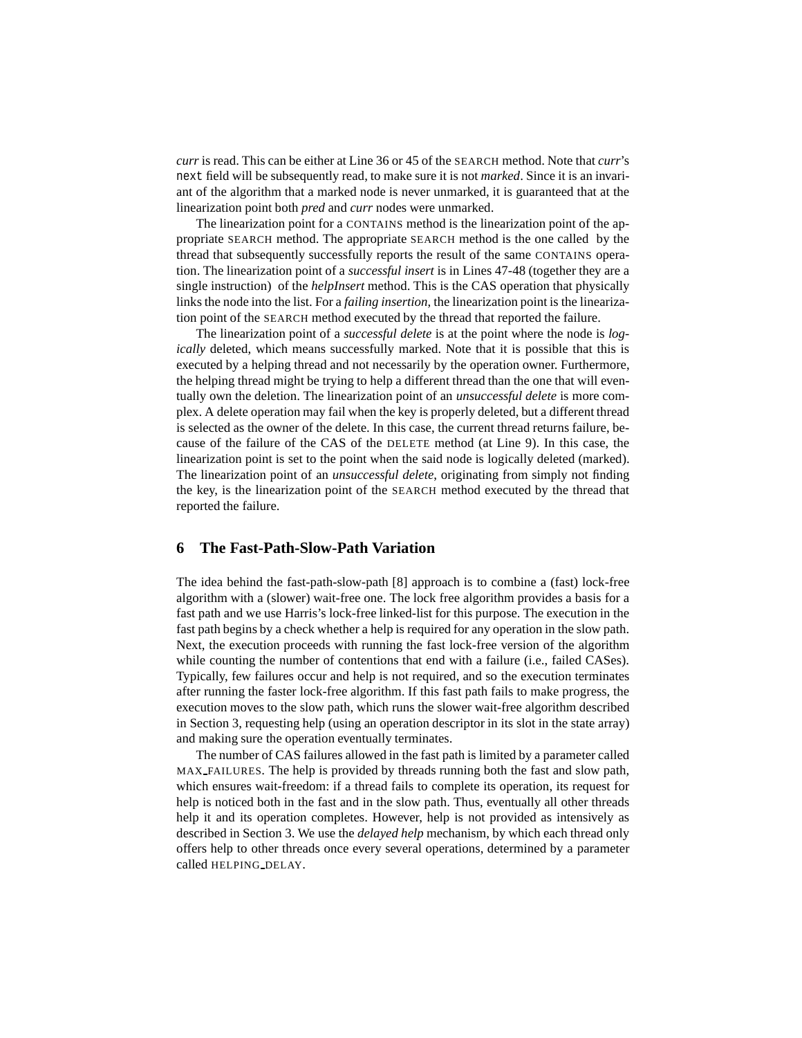*curr* is read. This can be either at Line 36 or 45 of the SEARCH method. Note that *curr*'s `next` field will be subsequently read, to make sure it is not *marked*. Since it is an invariant of the algorithm that a marked node is never unmarked, it is guaranteed that at the linearization point both *pred* and *curr* nodes were unmarked.

The linearization point for a CONTAINS method is the linearization point of the appropriate SEARCH method. The appropriate SEARCH method is the one called by the thread that subsequently successfully reports the result of the same CONTAINS operation. The linearization point of a *successful insert* is in Lines 47-48 (together they are a single instruction) of the *helpInsert* method. This is the CAS operation that physically links the node into the list. For a *failing insertion*, the linearization point is the linearization point of the SEARCH method executed by the thread that reported the failure.

The linearization point of a *successful delete* is at the point where the node is *logically* deleted, which means successfully marked. Note that it is possible that this is executed by a helping thread and not necessarily by the operation owner. Furthermore, the helping thread might be trying to help a different thread than the one that will eventually own the deletion. The linearization point of an *unsuccessful delete* is more complex. A delete operation may fail when the key is properly deleted, but a different thread is selected as the owner of the delete. In this case, the current thread returns failure, because of the failure of the CAS of the DELETE method (at Line 9). In this case, the linearization point is set to the point when the said node is logically deleted (marked). The linearization point of an *unsuccessful delete*, originating from simply not finding the key, is the linearization point of the SEARCH method executed by the thread that reported the failure.

## 6 The Fast-Path-Slow-Path Variation

The idea behind the fast-path-slow-path [8] approach is to combine a (fast) lock-free algorithm with a (slower) wait-free one. The lock free algorithm provides a basis for a fast path and we use Harris's lock-free linked-list for this purpose. The execution in the fast path begins by a check whether a help is required for any operation in the slow path. Next, the execution proceeds with running the fast lock-free version of the algorithm while counting the number of contentions that end with a failure (i.e., failed CASes). Typically, few failures occur and help is not required, and so the execution terminates after running the faster lock-free algorithm. If this fast path fails to make progress, the execution moves to the slow path, which runs the slower wait-free algorithm described in Section 3, requesting help (using an operation descriptor in its slot in the state array) and making sure the operation eventually terminates.

The number of CAS failures allowed in the fast path is limited by a parameter called MAX_FAILURES. The help is provided by threads running both the fast and slow path, which ensures wait-freedom: if a thread fails to complete its operation, its request for help is noticed both in the fast and in the slow path. Thus, eventually all other threads help it and its operation completes. However, help is not provided as intensively as described in Section 3. We use the *delayed help* mechanism, by which each thread only offers help to other threads once every several operations, determined by a parameter called HELPING_DELAY.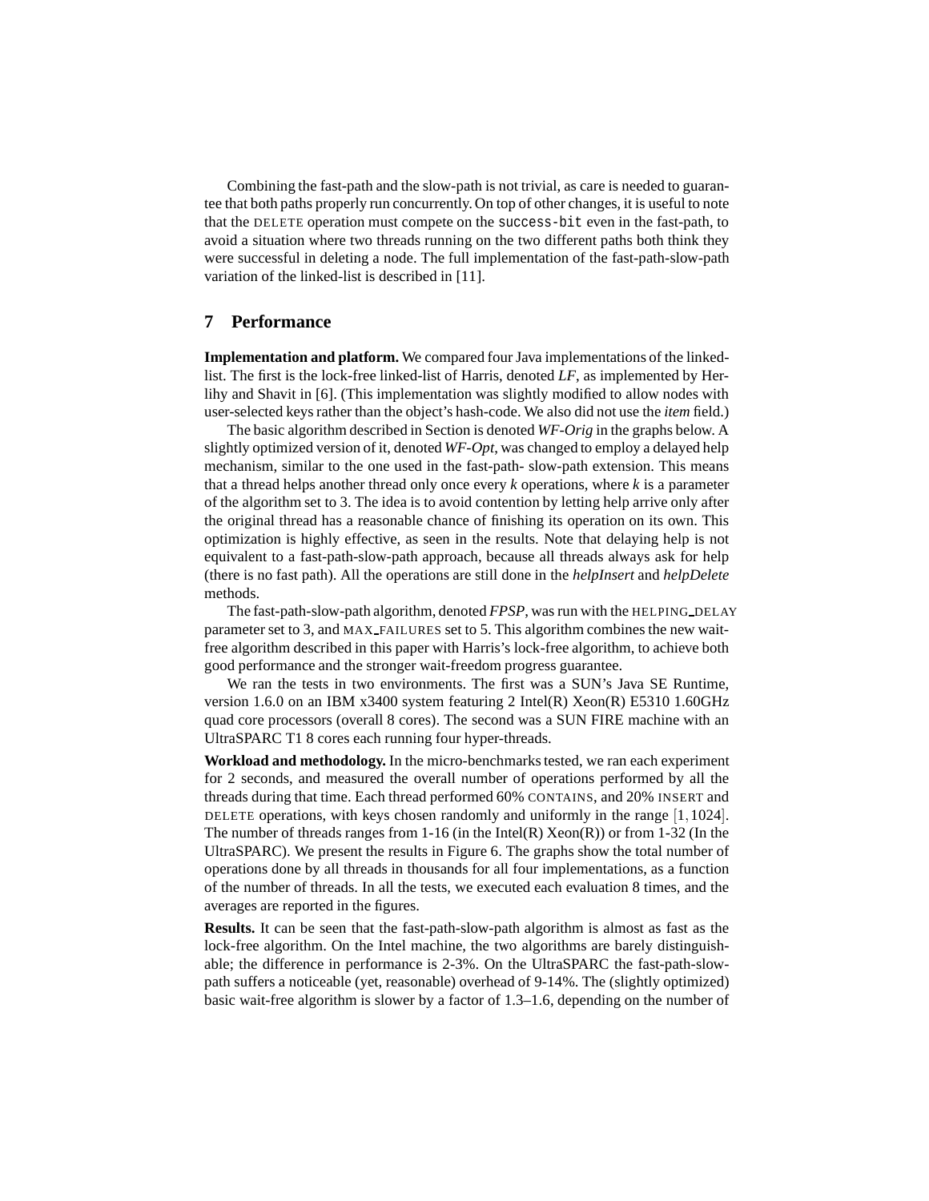Combining the fast-path and the slow-path is not trivial, as care is needed to guarantee that both paths properly run concurrently. On top of other changes, it is useful to note that the DELETE operation must compete on the `success-bit` even in the fast-path, to avoid a situation where two threads running on the two different paths both think they were successful in deleting a node. The full implementation of the fast-path-slow-path variation of the linked-list is described in [11].

## 7 Performance

**Implementation and platform.** We compared four Java implementations of the linked-list. The first is the lock-free linked-list of Harris, denoted *LF*, as implemented by Herlihy and Shavit in [6]. (This implementation was slightly modified to allow nodes with user-selected keys rather than the object's hash-code. We also did not use the *item* field.)

The basic algorithm described in Section is denoted *WF-Orig* in the graphs below. A slightly optimized version of it, denoted *WF-Opt*, was changed to employ a delayed help mechanism, similar to the one used in the fast-path- slow-path extension. This means that a thread helps another thread only once every *k* operations, where *k* is a parameter of the algorithm set to 3. The idea is to avoid contention by letting help arrive only after the original thread has a reasonable chance of finishing its operation on its own. This optimization is highly effective, as seen in the results. Note that delaying help is not equivalent to a fast-path-slow-path approach, because all threads always ask for help (there is no fast path). All the operations are still done in the *helpInsert* and *helpDelete* methods.

The fast-path-slow-path algorithm, denoted *FPSP*, was run with the HELPING_DELAY parameter set to 3, and MAX_FAILURES set to 5. This algorithm combines the new wait-free algorithm described in this paper with Harris's lock-free algorithm, to achieve both good performance and the stronger wait-freedom progress guarantee.

We ran the tests in two environments. The first was a SUN's Java SE Runtime, version 1.6.0 on an IBM x3400 system featuring 2 Intel(R) Xeon(R) E5310 1.60GHz quad core processors (overall 8 cores). The second was a SUN FIRE machine with an UltraSPARC T1 8 cores each running four hyper-threads.

**Workload and methodology.** In the micro-benchmarks tested, we ran each experiment for 2 seconds, and measured the overall number of operations performed by all the threads during that time. Each thread performed 60% CONTAINS, and 20% INSERT and DELETE operations, with keys chosen randomly and uniformly in the range $[1, 1024]$. The number of threads ranges from 1-16 (in the Intel(R) Xeon(R)) or from 1-32 (In the UltraSPARC). We present the results in Figure 6. The graphs show the total number of operations done by all threads in thousands for all four implementations, as a function of the number of threads. In all the tests, we executed each evaluation 8 times, and the averages are reported in the figures.

**Results.** It can be seen that the fast-path-slow-path algorithm is almost as fast as the lock-free algorithm. On the Intel machine, the two algorithms are barely distinguishable; the difference in performance is 2-3%. On the UltraSPARC the fast-path-slow-path suffers a noticeable (yet, reasonable) overhead of 9-14%. The (slightly optimized) basic wait-free algorithm is slower by a factor of 1.3–1.6, depending on the number of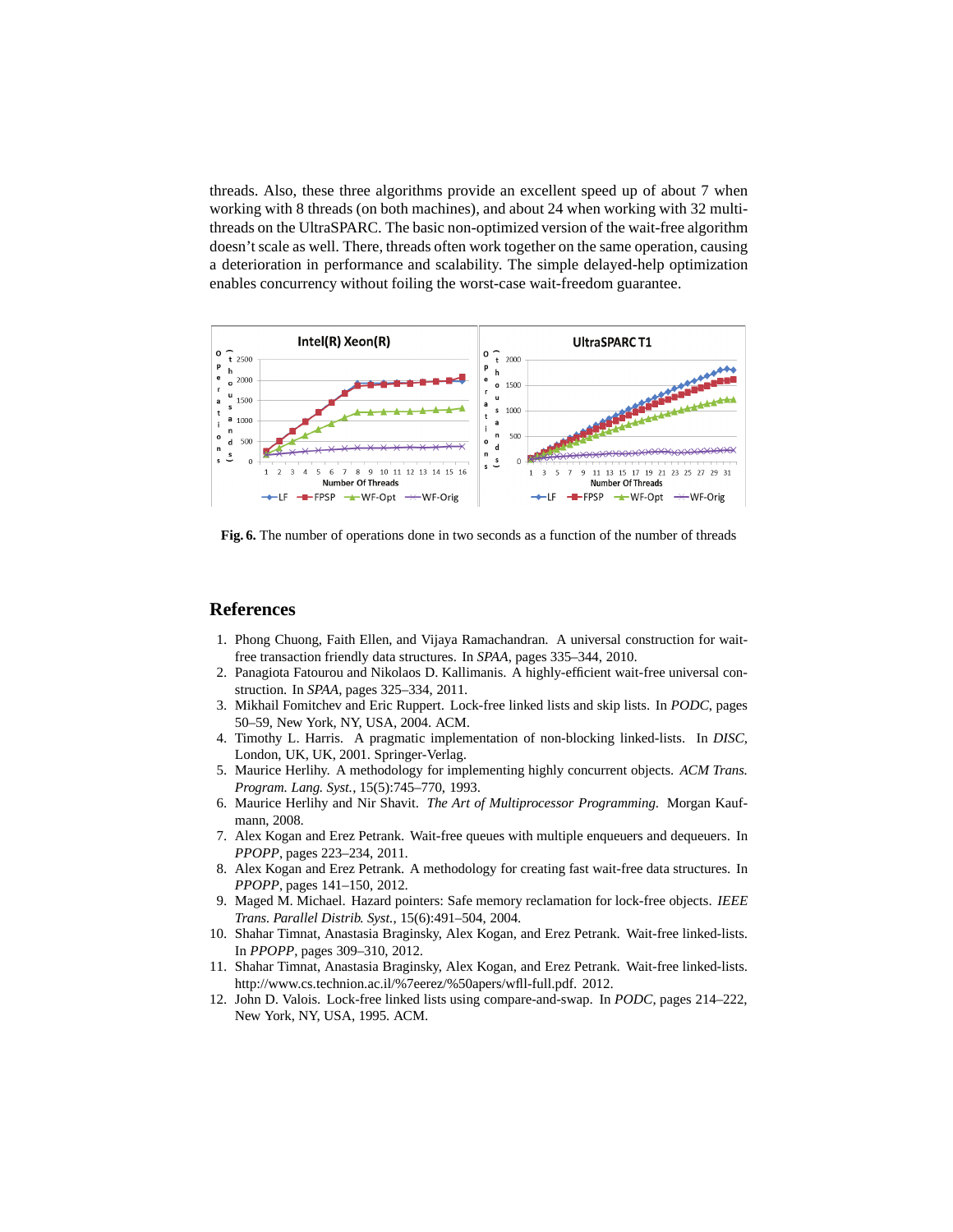threads. Also, these three algorithms provide an excellent speed up of about 7 when working with 8 threads (on both machines), and about 24 when working with 32 multi-threads on the UltraSPARC. The basic non-optimized version of the wait-free algorithm doesn't scale as well. There, threads often work together on the same operation, causing a deterioration in performance and scalability. The simple delayed-help optimization enables concurrency without foiling the worst-case wait-freedom guarantee.

Intel(R) Xeon(R)

Operations (thousands)

0 500 1000 1500 2000 2500

1 2 3 4 5 6 7 8 9 10 11 12 13 14 15 16

Number Of Threads

LF FPSP WF-Opt WF-Orig

UltraSPARC T1

Operations (thousands)

0 500 1000 1500 2000

1 3 5 7 9 11 13 15 17 19 21 23 25 27 29 31

Number Of Threads

LF FPSP WF-Opt WF-Orig

**Fig. 6.** The number of operations done in two seconds as a function of the number of threads

## References

1. Phong Chuong, Faith Ellen, and Vijaya Ramachandran. A universal construction for wait-free transaction friendly data structures. In *SPAA*, pages 335–344, 2010.
2. Panagiota Fatourou and Nikolaos D. Kallimanis. A highly-efficient wait-free universal construction. In *SPAA*, pages 325–334, 2011.
3. Mikhail Fomitchev and Eric Ruppert. Lock-free linked lists and skip lists. In *PODC*, pages 50–59, New York, NY, USA, 2004. ACM.
4. Timothy L. Harris. A pragmatic implementation of non-blocking linked-lists. In *DISC*, London, UK, UK, 2001. Springer-Verlag.
5. Maurice Herlihy. A methodology for implementing highly concurrent objects. *ACM Trans. Program. Lang. Syst.*, 15(5):745–770, 1993.
6. Maurice Herlihy and Nir Shavit. *The Art of Multiprocessor Programming*. Morgan Kaufmann, 2008.
7. Alex Kogan and Erez Petrank. Wait-free queues with multiple enqueuers and dequeuers. In *PPOPP*, pages 223–234, 2011.
8. Alex Kogan and Erez Petrank. A methodology for creating fast wait-free data structures. In *PPOPP*, pages 141–150, 2012.
9. Maged M. Michael. Hazard pointers: Safe memory reclamation for lock-free objects. *IEEE Trans. Parallel Distrib. Syst.*, 15(6):491–504, 2004.
10. Shahar Timnat, Anastasia Braginsky, Alex Kogan, and Erez Petrank. Wait-free linked-lists. In *PPOPP*, pages 309–310, 2012.
11. Shahar Timnat, Anastasia Braginsky, Alex Kogan, and Erez Petrank. Wait-free linked-lists. http://www.cs.technion.ac.il/%7eerez/%50apers/wfll-full.pdf. 2012.
12. John D. Valois. Lock-free linked lists using compare-and-swap. In *PODC*, pages 214–222, New York, NY, USA, 1995. ACM.